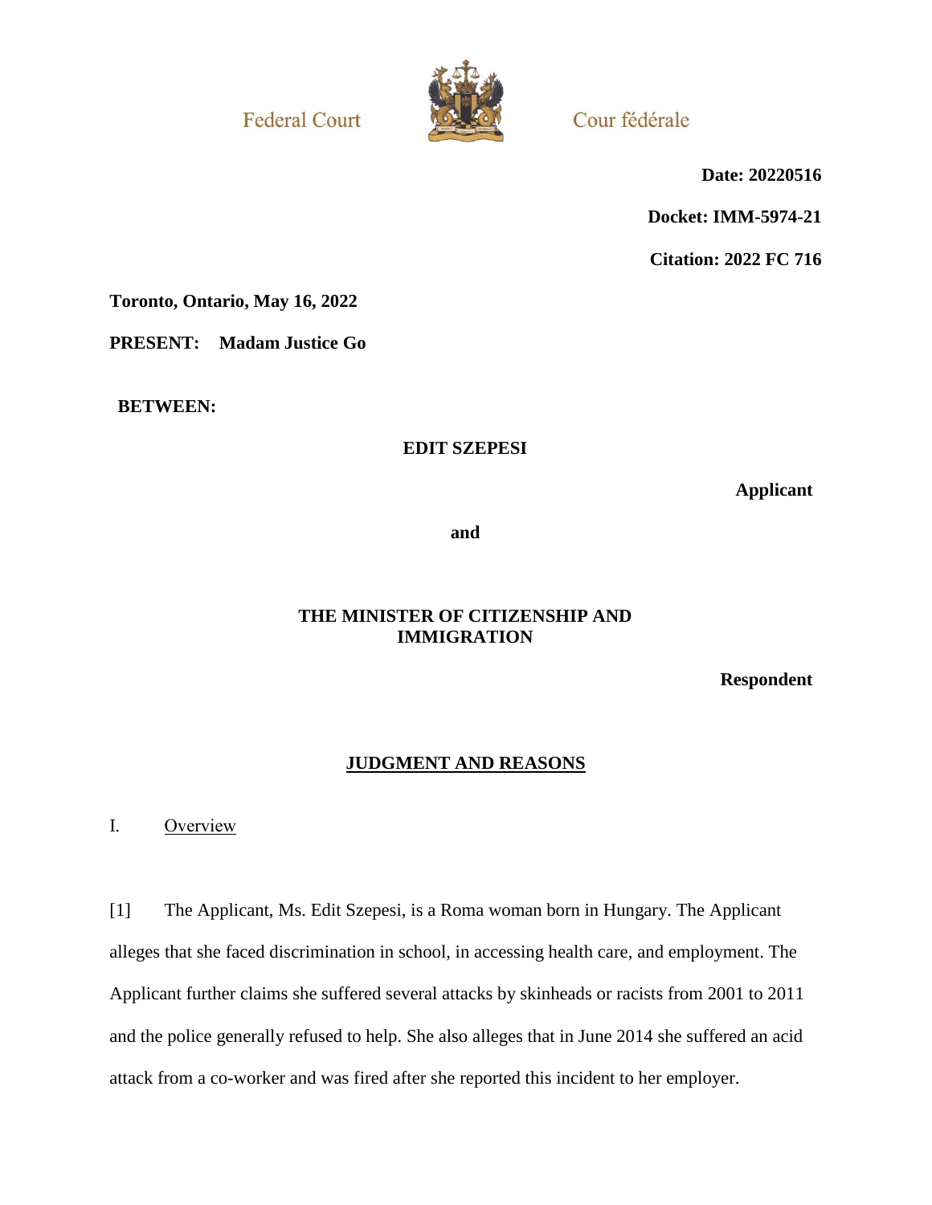Federal Court Cour fédérale

**Date: 20220516**

**Docket: IMM-5974-21**

**Citation: 2022 FC 716**

**Toronto, Ontario, May 16, 2022**

**PRESENT: Madam Justice Go**

**BETWEEN:**

**EDIT SZEPESI**

**Applicant**

**and**

**THE MINISTER OF CITIZENSHIP AND IMMIGRATION**

**Respondent**

## JUDGMENT AND REASONS

### I. Overview

[1] The Applicant, Ms. Edit Szepesi, is a Roma woman born in Hungary. The Applicant alleges that she faced discrimination in school, in accessing health care, and employment. The Applicant further claims she suffered several attacks by skinheads or racists from 2001 to 2011 and the police generally refused to help. She also alleges that in June 2014 she suffered an acid attack from a co-worker and was fired after she reported this incident to her employer.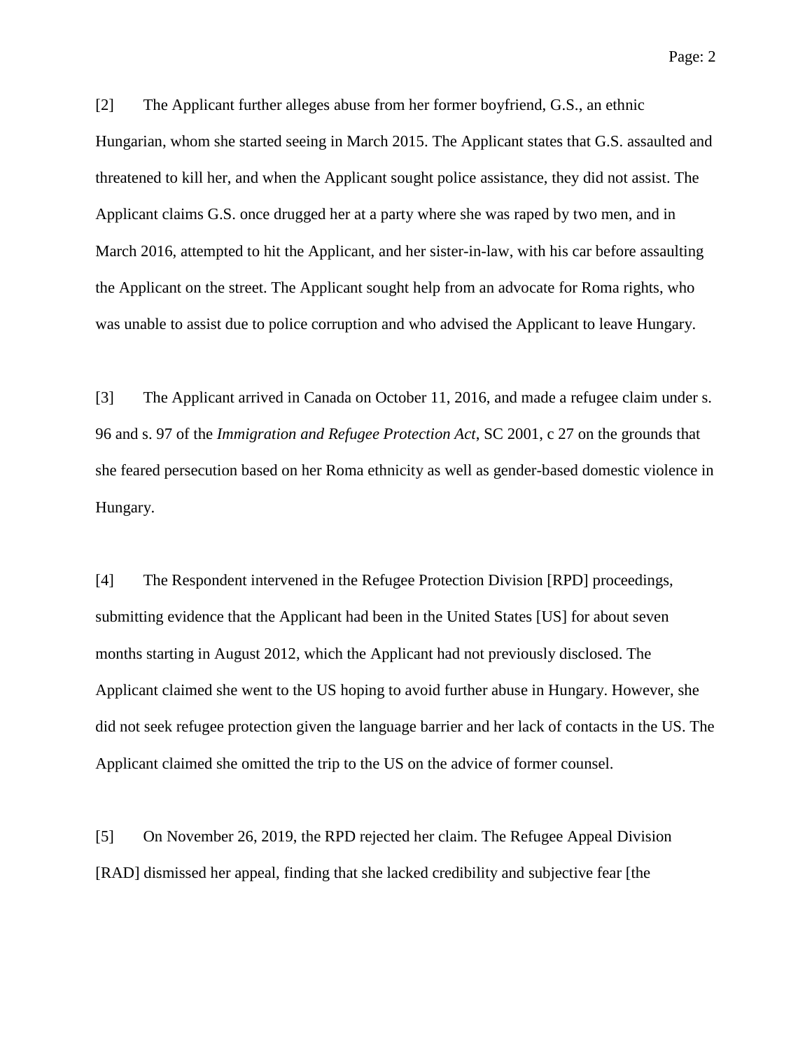[2] The Applicant further alleges abuse from her former boyfriend, G.S., an ethnic Hungarian, whom she started seeing in March 2015. The Applicant states that G.S. assaulted and threatened to kill her, and when the Applicant sought police assistance, they did not assist. The Applicant claims G.S. once drugged her at a party where she was raped by two men, and in March 2016, attempted to hit the Applicant, and her sister-in-law, with his car before assaulting the Applicant on the street. The Applicant sought help from an advocate for Roma rights, who was unable to assist due to police corruption and who advised the Applicant to leave Hungary.

[3] The Applicant arrived in Canada on October 11, 2016, and made a refugee claim under s. 96 and s. 97 of the *Immigration and Refugee Protection Act*, SC 2001, c 27 on the grounds that she feared persecution based on her Roma ethnicity as well as gender-based domestic violence in Hungary.

[4] The Respondent intervened in the Refugee Protection Division [RPD] proceedings, submitting evidence that the Applicant had been in the United States [US] for about seven months starting in August 2012, which the Applicant had not previously disclosed. The Applicant claimed she went to the US hoping to avoid further abuse in Hungary. However, she did not seek refugee protection given the language barrier and her lack of contacts in the US. The Applicant claimed she omitted the trip to the US on the advice of former counsel.

[5] On November 26, 2019, the RPD rejected her claim. The Refugee Appeal Division [RAD] dismissed her appeal, finding that she lacked credibility and subjective fear [the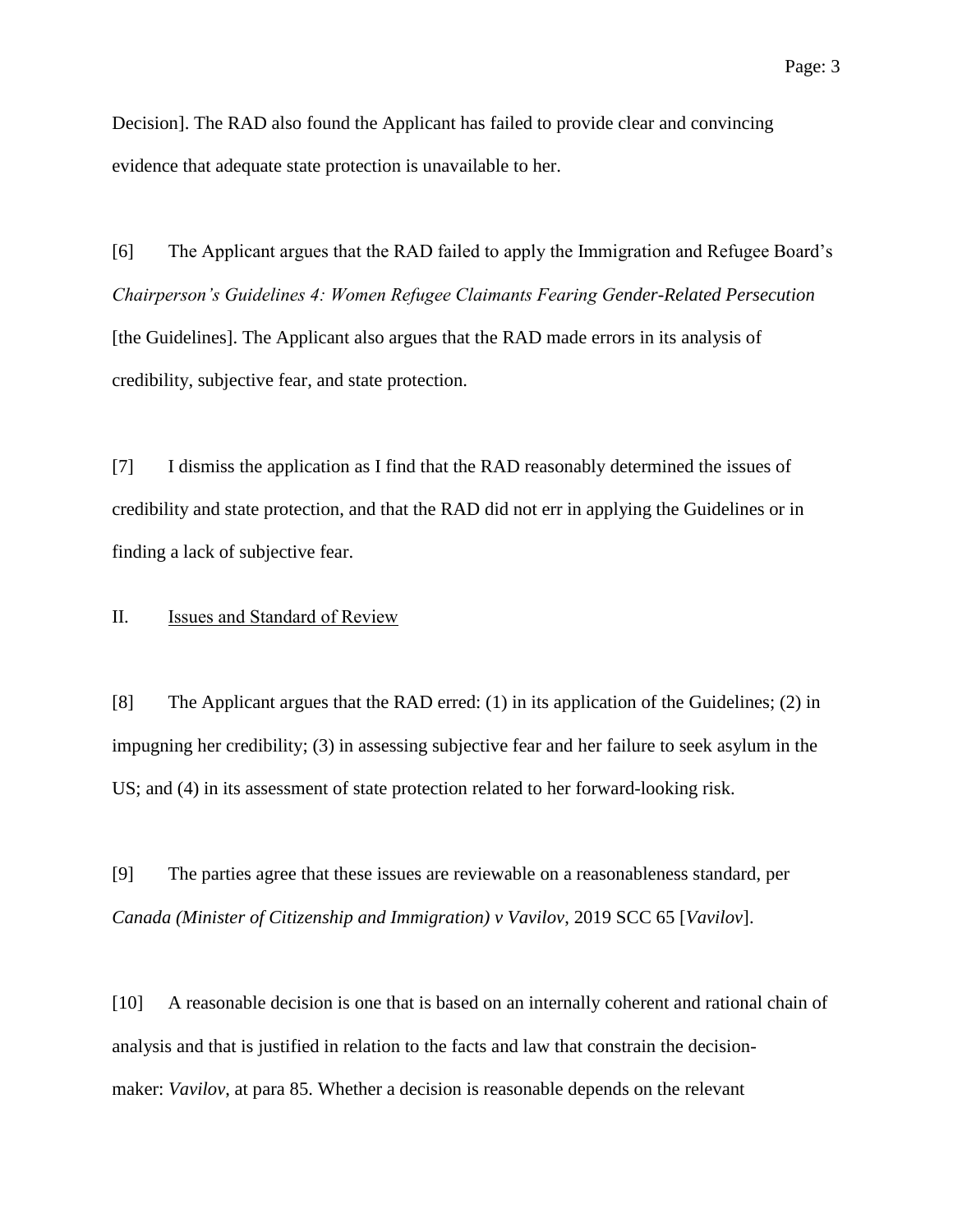Decision]. The RAD also found the Applicant has failed to provide clear and convincing evidence that adequate state protection is unavailable to her.

[6] The Applicant argues that the RAD failed to apply the Immigration and Refugee Board's *Chairperson's Guidelines 4: Women Refugee Claimants Fearing Gender-Related Persecution* [the Guidelines]. The Applicant also argues that the RAD made errors in its analysis of credibility, subjective fear, and state protection.

[7] I dismiss the application as I find that the RAD reasonably determined the issues of credibility and state protection, and that the RAD did not err in applying the Guidelines or in finding a lack of subjective fear.

## II. Issues and Standard of Review

[8] The Applicant argues that the RAD erred: (1) in its application of the Guidelines; (2) in impugning her credibility; (3) in assessing subjective fear and her failure to seek asylum in the US; and (4) in its assessment of state protection related to her forward-looking risk.

[9] The parties agree that these issues are reviewable on a reasonableness standard, per *Canada (Minister of Citizenship and Immigration) v Vavilov*, 2019 SCC 65 [*Vavilov*].

[10] A reasonable decision is one that is based on an internally coherent and rational chain of analysis and that is justified in relation to the facts and law that constrain the decision-maker: *Vavilov*, at para 85. Whether a decision is reasonable depends on the relevant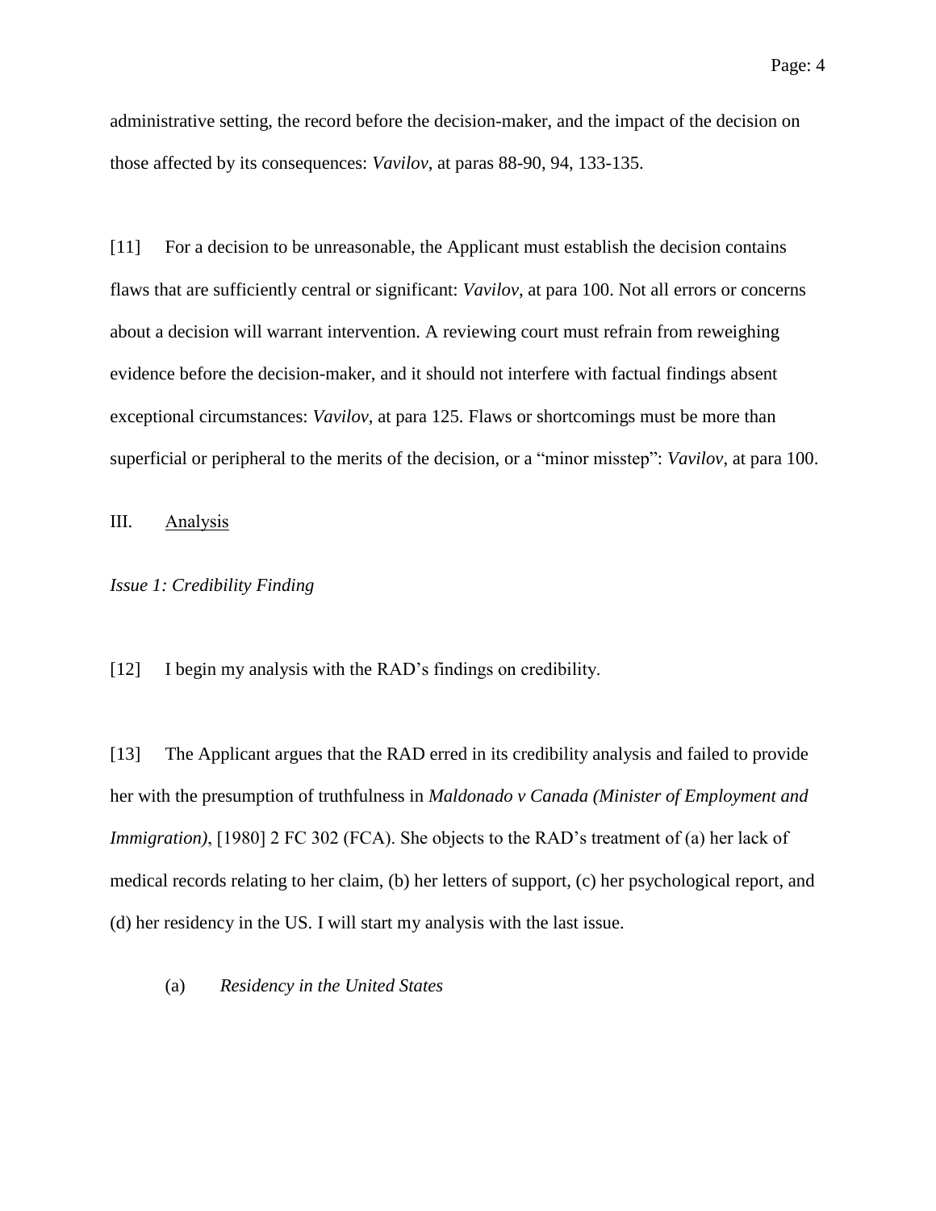administrative setting, the record before the decision-maker, and the impact of the decision on those affected by its consequences: *Vavilov*, at paras 88-90, 94, 133-135.

[11] For a decision to be unreasonable, the Applicant must establish the decision contains flaws that are sufficiently central or significant: *Vavilov*, at para 100. Not all errors or concerns about a decision will warrant intervention. A reviewing court must refrain from reweighing evidence before the decision-maker, and it should not interfere with factual findings absent exceptional circumstances: *Vavilov*, at para 125. Flaws or shortcomings must be more than superficial or peripheral to the merits of the decision, or a "minor misstep": *Vavilov*, at para 100.

## III. Analysis

### *Issue 1: Credibility Finding*

[12] I begin my analysis with the RAD's findings on credibility.

[13] The Applicant argues that the RAD erred in its credibility analysis and failed to provide her with the presumption of truthfulness in *Maldonado v Canada (Minister of Employment and Immigration)*, [1980] 2 FC 302 (FCA). She objects to the RAD's treatment of (a) her lack of medical records relating to her claim, (b) her letters of support, (c) her psychological report, and (d) her residency in the US. I will start my analysis with the last issue.

#### (a) *Residency in the United States*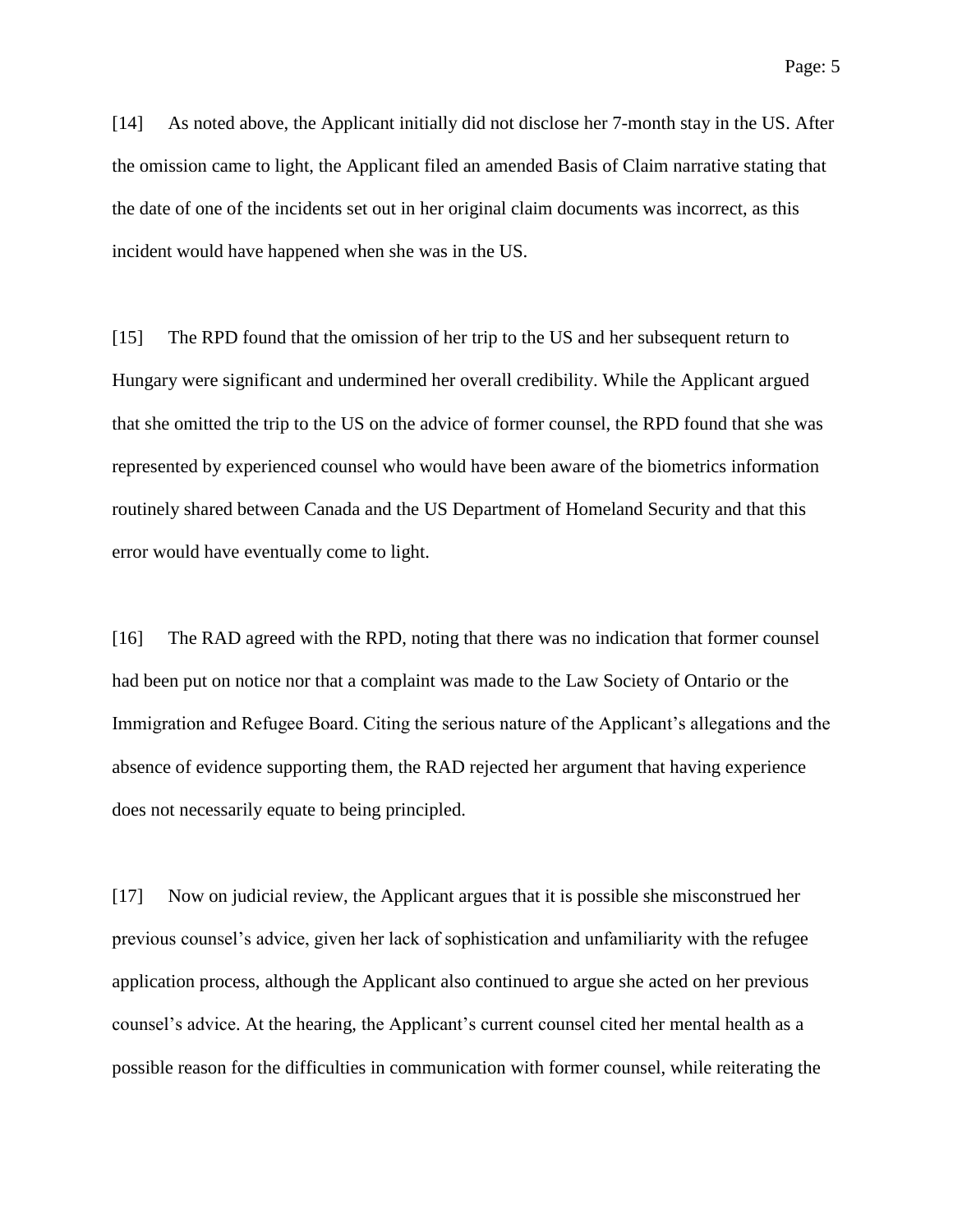[14] As noted above, the Applicant initially did not disclose her 7-month stay in the US. After the omission came to light, the Applicant filed an amended Basis of Claim narrative stating that the date of one of the incidents set out in her original claim documents was incorrect, as this incident would have happened when she was in the US.

[15] The RPD found that the omission of her trip to the US and her subsequent return to Hungary were significant and undermined her overall credibility. While the Applicant argued that she omitted the trip to the US on the advice of former counsel, the RPD found that she was represented by experienced counsel who would have been aware of the biometrics information routinely shared between Canada and the US Department of Homeland Security and that this error would have eventually come to light.

[16] The RAD agreed with the RPD, noting that there was no indication that former counsel had been put on notice nor that a complaint was made to the Law Society of Ontario or the Immigration and Refugee Board. Citing the serious nature of the Applicant's allegations and the absence of evidence supporting them, the RAD rejected her argument that having experience does not necessarily equate to being principled.

[17] Now on judicial review, the Applicant argues that it is possible she misconstrued her previous counsel's advice, given her lack of sophistication and unfamiliarity with the refugee application process, although the Applicant also continued to argue she acted on her previous counsel's advice. At the hearing, the Applicant's current counsel cited her mental health as a possible reason for the difficulties in communication with former counsel, while reiterating the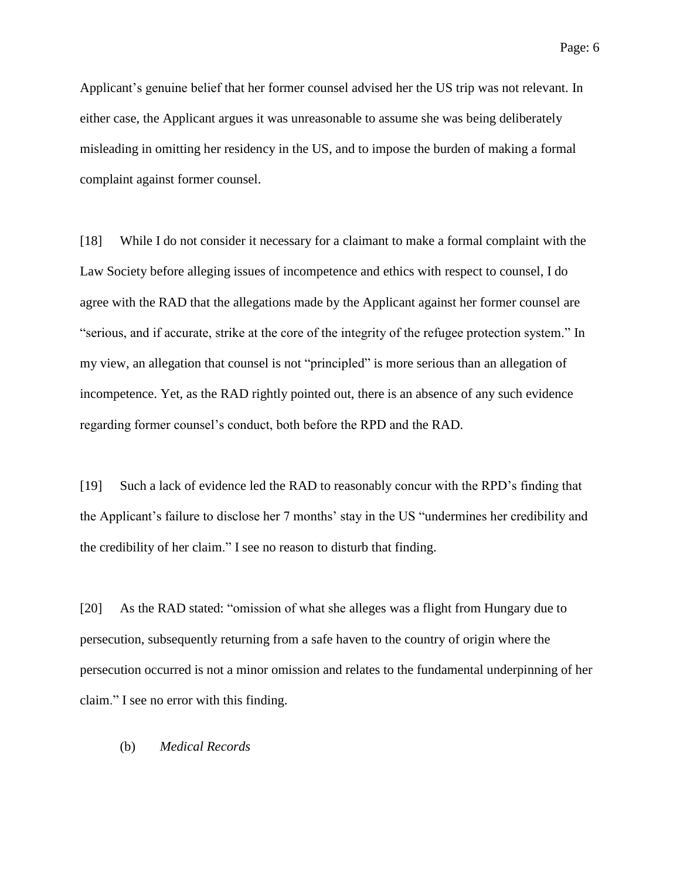Applicant's genuine belief that her former counsel advised her the US trip was not relevant. In either case, the Applicant argues it was unreasonable to assume she was being deliberately misleading in omitting her residency in the US, and to impose the burden of making a formal complaint against former counsel.

[18] While I do not consider it necessary for a claimant to make a formal complaint with the Law Society before alleging issues of incompetence and ethics with respect to counsel, I do agree with the RAD that the allegations made by the Applicant against her former counsel are "serious, and if accurate, strike at the core of the integrity of the refugee protection system." In my view, an allegation that counsel is not "principled" is more serious than an allegation of incompetence. Yet, as the RAD rightly pointed out, there is an absence of any such evidence regarding former counsel's conduct, both before the RPD and the RAD.

[19] Such a lack of evidence led the RAD to reasonably concur with the RPD's finding that the Applicant's failure to disclose her 7 months' stay in the US "undermines her credibility and the credibility of her claim." I see no reason to disturb that finding.

[20] As the RAD stated: "omission of what she alleges was a flight from Hungary due to persecution, subsequently returning from a safe haven to the country of origin where the persecution occurred is not a minor omission and relates to the fundamental underpinning of her claim." I see no error with this finding.

(b) *Medical Records*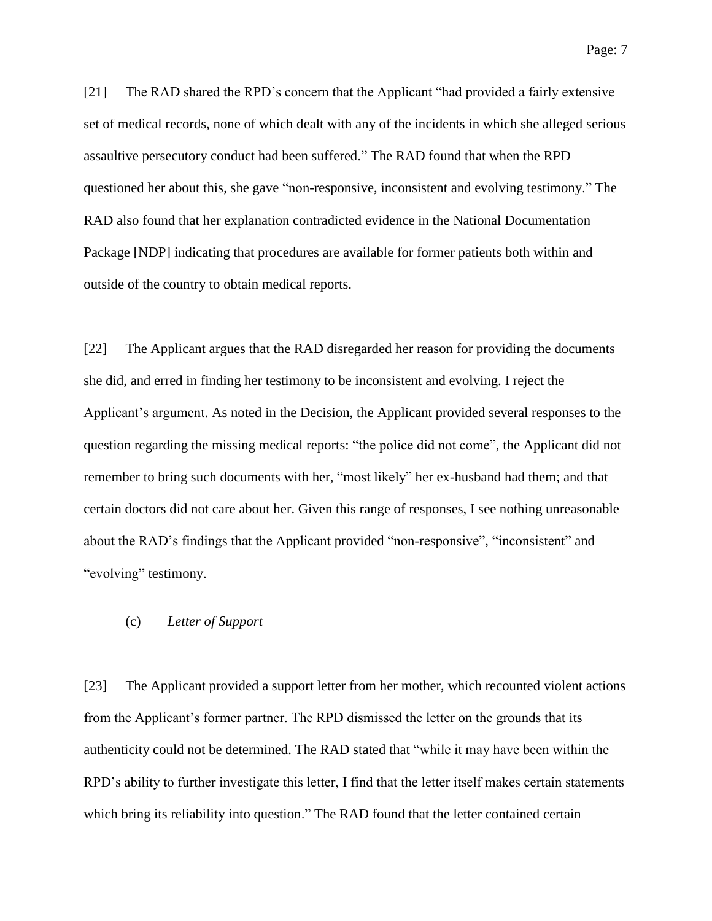[21] The RAD shared the RPD's concern that the Applicant "had provided a fairly extensive set of medical records, none of which dealt with any of the incidents in which she alleged serious assaultive persecutory conduct had been suffered." The RAD found that when the RPD questioned her about this, she gave "non-responsive, inconsistent and evolving testimony." The RAD also found that her explanation contradicted evidence in the National Documentation Package [NDP] indicating that procedures are available for former patients both within and outside of the country to obtain medical reports.

[22] The Applicant argues that the RAD disregarded her reason for providing the documents she did, and erred in finding her testimony to be inconsistent and evolving. I reject the Applicant's argument. As noted in the Decision, the Applicant provided several responses to the question regarding the missing medical reports: "the police did not come", the Applicant did not remember to bring such documents with her, "most likely" her ex-husband had them; and that certain doctors did not care about her. Given this range of responses, I see nothing unreasonable about the RAD's findings that the Applicant provided "non-responsive", "inconsistent" and "evolving" testimony.

(c) *Letter of Support*

[23] The Applicant provided a support letter from her mother, which recounted violent actions from the Applicant's former partner. The RPD dismissed the letter on the grounds that its authenticity could not be determined. The RAD stated that "while it may have been within the RPD's ability to further investigate this letter, I find that the letter itself makes certain statements which bring its reliability into question." The RAD found that the letter contained certain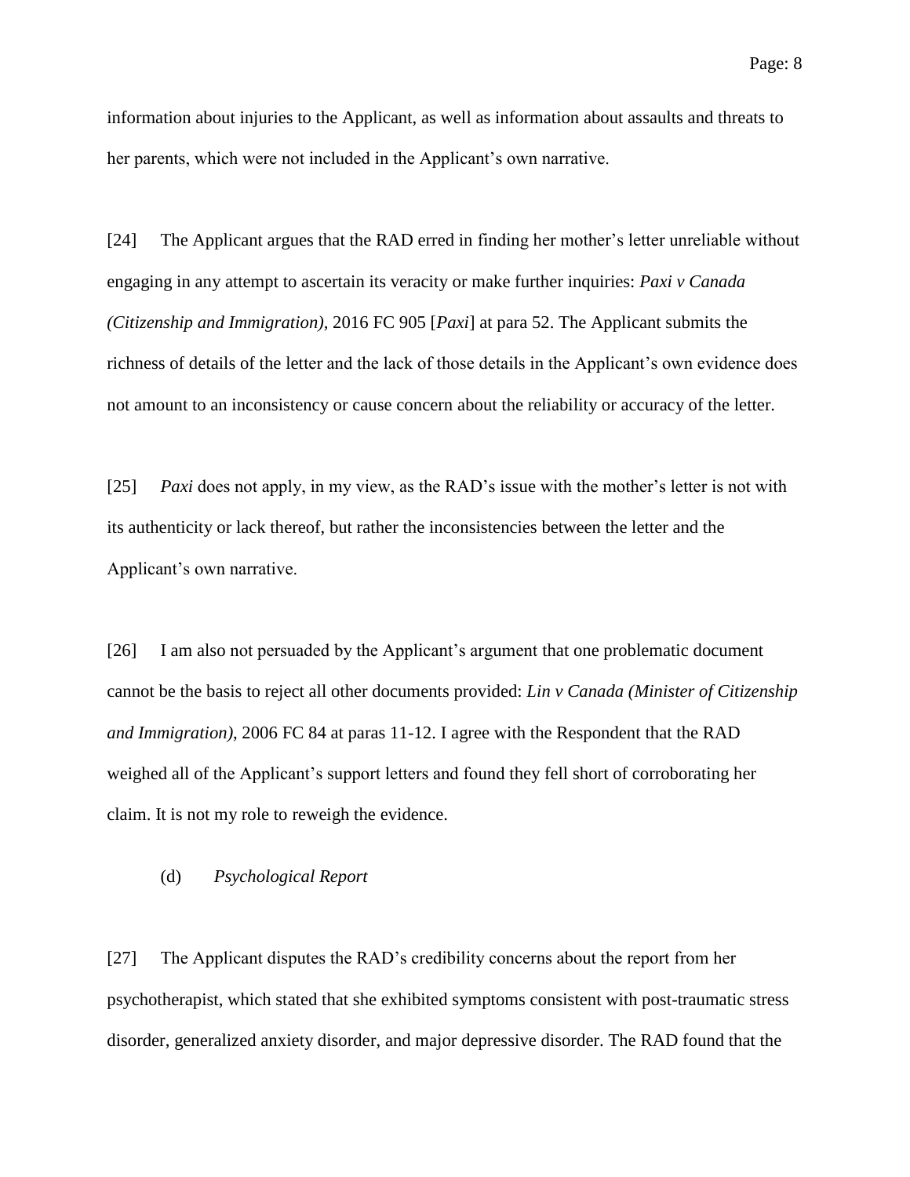information about injuries to the Applicant, as well as information about assaults and threats to her parents, which were not included in the Applicant's own narrative.

[24] The Applicant argues that the RAD erred in finding her mother's letter unreliable without engaging in any attempt to ascertain its veracity or make further inquiries: *Paxi v Canada (Citizenship and Immigration)*, 2016 FC 905 [*Paxi*] at para 52. The Applicant submits the richness of details of the letter and the lack of those details in the Applicant's own evidence does not amount to an inconsistency or cause concern about the reliability or accuracy of the letter.

[25] *Paxi* does not apply, in my view, as the RAD's issue with the mother's letter is not with its authenticity or lack thereof, but rather the inconsistencies between the letter and the Applicant's own narrative.

[26] I am also not persuaded by the Applicant's argument that one problematic document cannot be the basis to reject all other documents provided: *Lin v Canada (Minister of Citizenship and Immigration)*, 2006 FC 84 at paras 11-12. I agree with the Respondent that the RAD weighed all of the Applicant's support letters and found they fell short of corroborating her claim. It is not my role to reweigh the evidence.

(d) *Psychological Report*

[27] The Applicant disputes the RAD's credibility concerns about the report from her psychotherapist, which stated that she exhibited symptoms consistent with post-traumatic stress disorder, generalized anxiety disorder, and major depressive disorder. The RAD found that the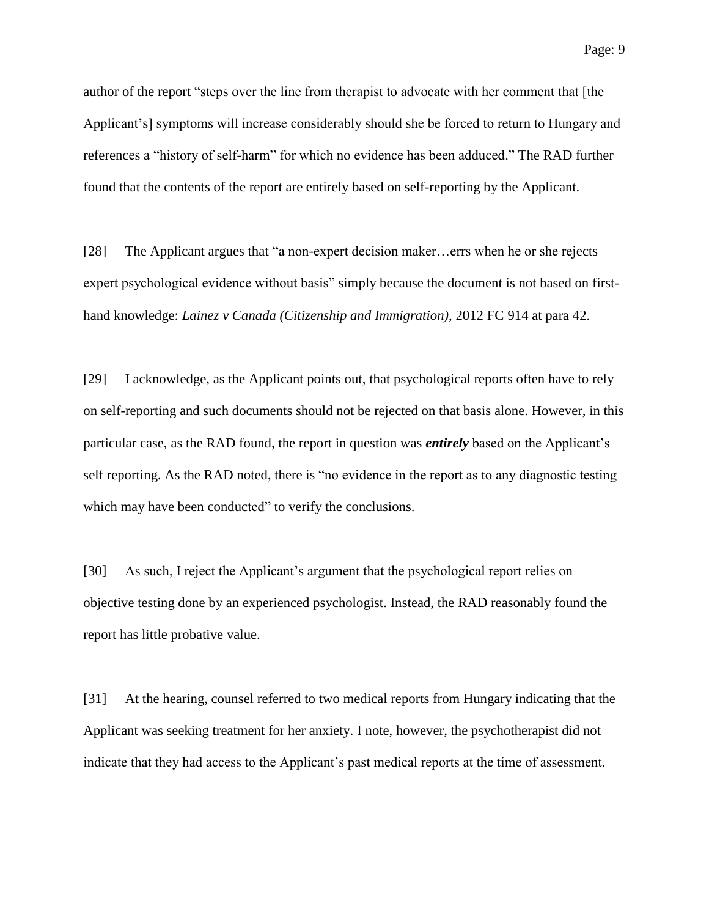author of the report "steps over the line from therapist to advocate with her comment that [the Applicant's] symptoms will increase considerably should she be forced to return to Hungary and references a "history of self-harm" for which no evidence has been adduced." The RAD further found that the contents of the report are entirely based on self-reporting by the Applicant.

[28] The Applicant argues that "a non-expert decision maker…errs when he or she rejects expert psychological evidence without basis" simply because the document is not based on first-hand knowledge: *Lainez v Canada (Citizenship and Immigration)*, 2012 FC 914 at para 42.

[29] I acknowledge, as the Applicant points out, that psychological reports often have to rely on self-reporting and such documents should not be rejected on that basis alone. However, in this particular case, as the RAD found, the report in question was ***entirely*** based on the Applicant's self reporting. As the RAD noted, there is "no evidence in the report as to any diagnostic testing which may have been conducted" to verify the conclusions.

[30] As such, I reject the Applicant's argument that the psychological report relies on objective testing done by an experienced psychologist. Instead, the RAD reasonably found the report has little probative value.

[31] At the hearing, counsel referred to two medical reports from Hungary indicating that the Applicant was seeking treatment for her anxiety. I note, however, the psychotherapist did not indicate that they had access to the Applicant's past medical reports at the time of assessment.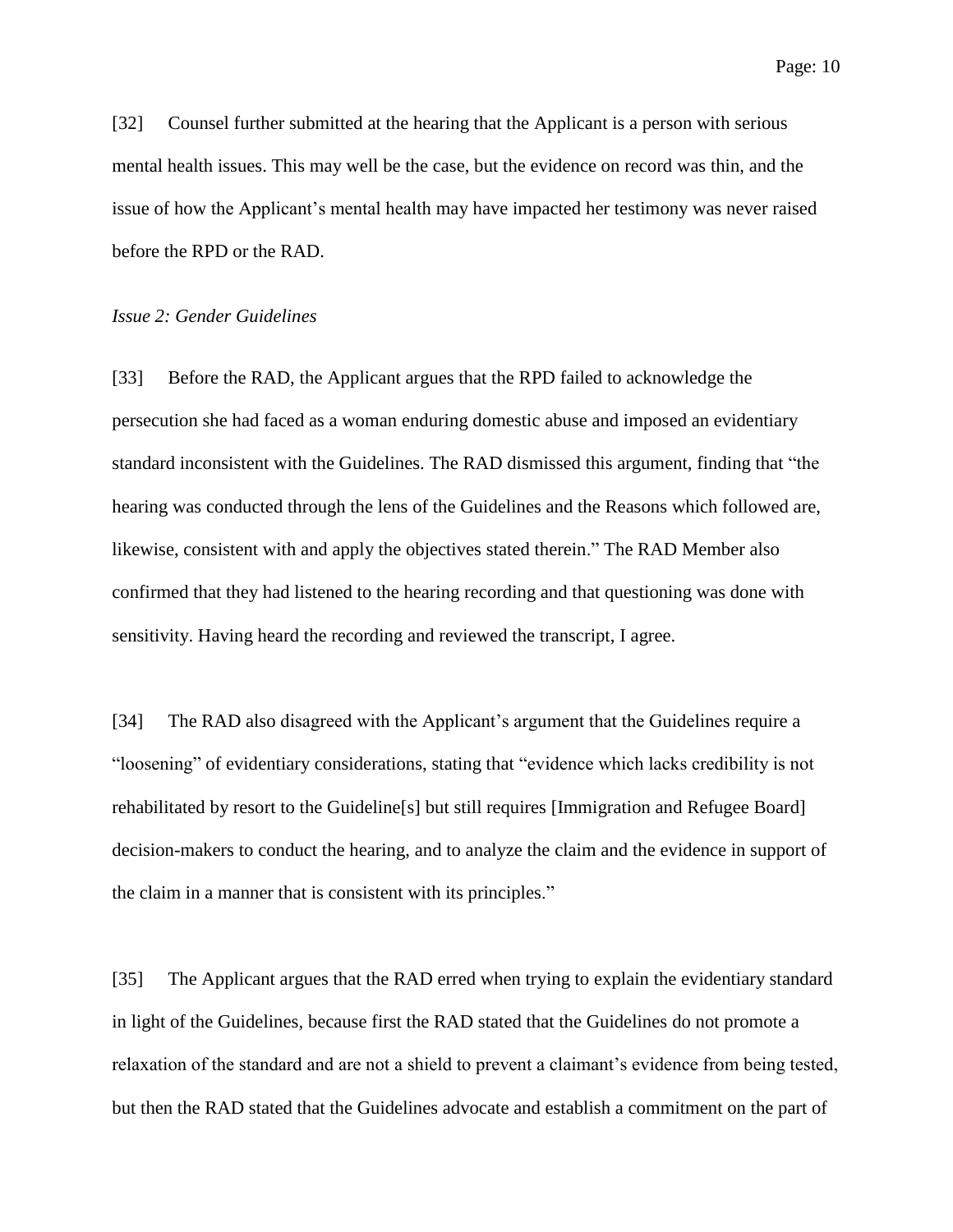[32] Counsel further submitted at the hearing that the Applicant is a person with serious mental health issues. This may well be the case, but the evidence on record was thin, and the issue of how the Applicant's mental health may have impacted her testimony was never raised before the RPD or the RAD.

*Issue 2: Gender Guidelines*

[33] Before the RAD, the Applicant argues that the RPD failed to acknowledge the persecution she had faced as a woman enduring domestic abuse and imposed an evidentiary standard inconsistent with the Guidelines. The RAD dismissed this argument, finding that "the hearing was conducted through the lens of the Guidelines and the Reasons which followed are, likewise, consistent with and apply the objectives stated therein." The RAD Member also confirmed that they had listened to the hearing recording and that questioning was done with sensitivity. Having heard the recording and reviewed the transcript, I agree.

[34] The RAD also disagreed with the Applicant's argument that the Guidelines require a "loosening" of evidentiary considerations, stating that "evidence which lacks credibility is not rehabilitated by resort to the Guideline[s] but still requires [Immigration and Refugee Board] decision-makers to conduct the hearing, and to analyze the claim and the evidence in support of the claim in a manner that is consistent with its principles."

[35] The Applicant argues that the RAD erred when trying to explain the evidentiary standard in light of the Guidelines, because first the RAD stated that the Guidelines do not promote a relaxation of the standard and are not a shield to prevent a claimant's evidence from being tested, but then the RAD stated that the Guidelines advocate and establish a commitment on the part of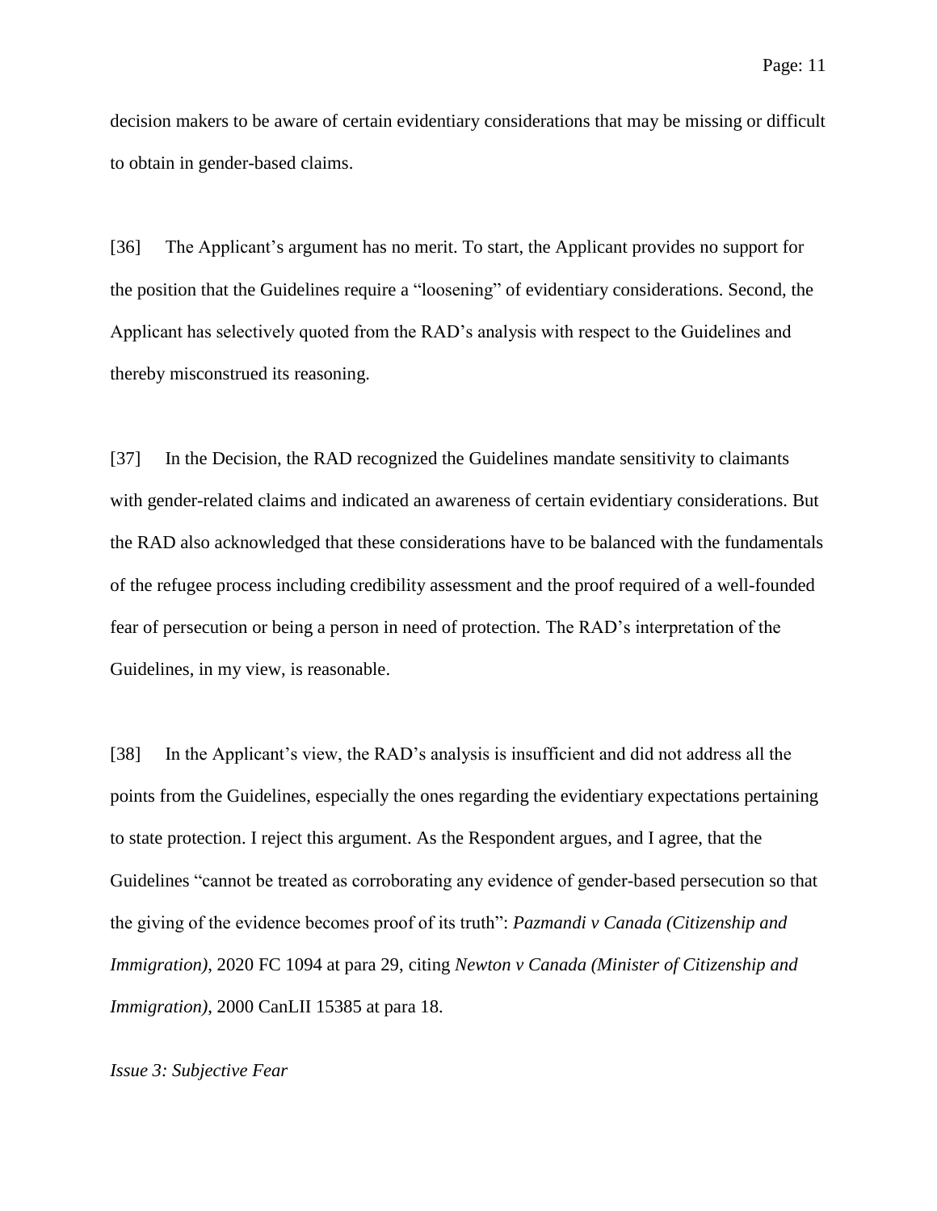decision makers to be aware of certain evidentiary considerations that may be missing or difficult to obtain in gender-based claims.

[36] The Applicant's argument has no merit. To start, the Applicant provides no support for the position that the Guidelines require a "loosening" of evidentiary considerations. Second, the Applicant has selectively quoted from the RAD's analysis with respect to the Guidelines and thereby misconstrued its reasoning.

[37] In the Decision, the RAD recognized the Guidelines mandate sensitivity to claimants with gender-related claims and indicated an awareness of certain evidentiary considerations. But the RAD also acknowledged that these considerations have to be balanced with the fundamentals of the refugee process including credibility assessment and the proof required of a well-founded fear of persecution or being a person in need of protection. The RAD's interpretation of the Guidelines, in my view, is reasonable.

[38] In the Applicant's view, the RAD's analysis is insufficient and did not address all the points from the Guidelines, especially the ones regarding the evidentiary expectations pertaining to state protection. I reject this argument. As the Respondent argues, and I agree, that the Guidelines "cannot be treated as corroborating any evidence of gender-based persecution so that the giving of the evidence becomes proof of its truth": *Pazmandi v Canada (Citizenship and Immigration)*, 2020 FC 1094 at para 29, citing *Newton v Canada (Minister of Citizenship and Immigration)*, 2000 CanLII 15385 at para 18.

*Issue 3: Subjective Fear*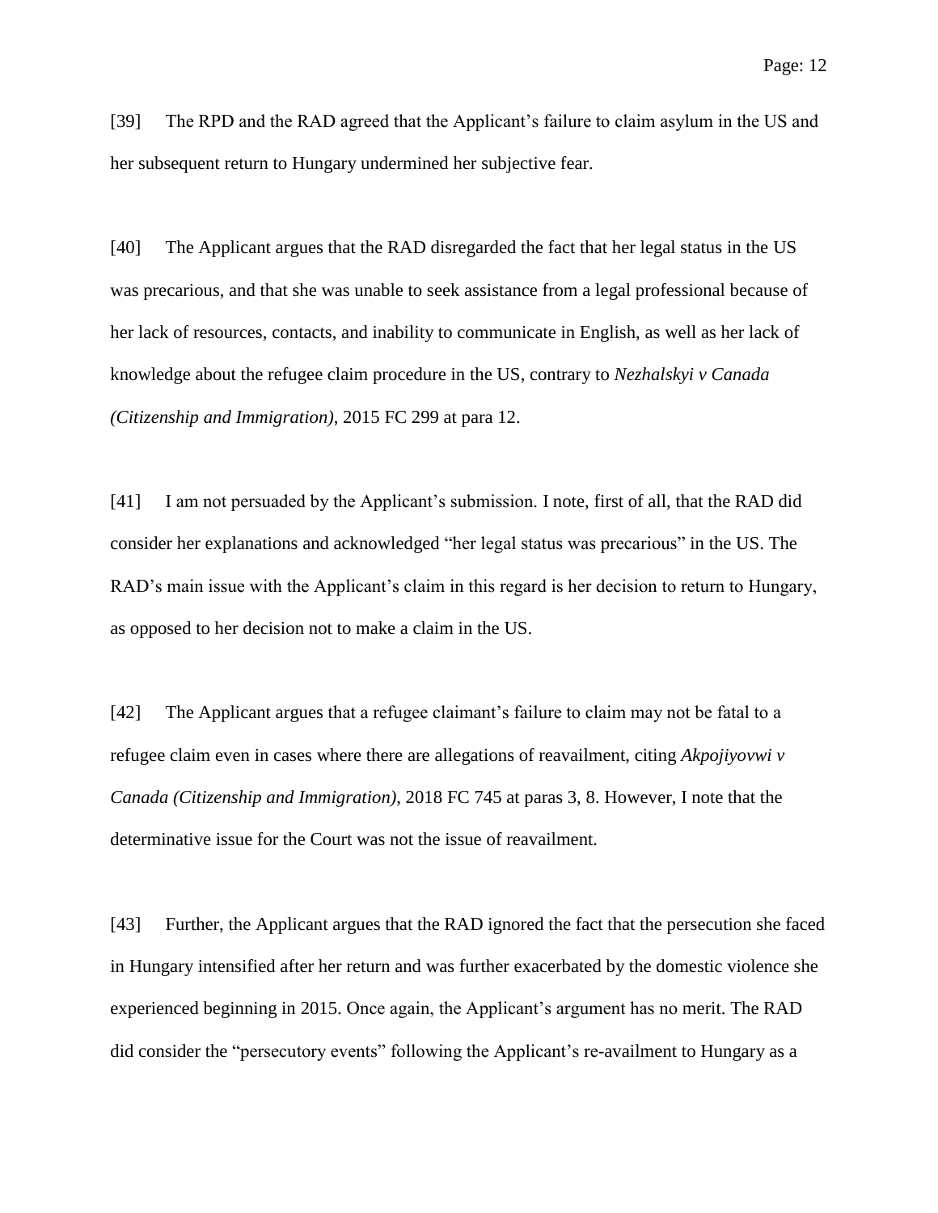[39] The RPD and the RAD agreed that the Applicant's failure to claim asylum in the US and her subsequent return to Hungary undermined her subjective fear.

[40] The Applicant argues that the RAD disregarded the fact that her legal status in the US was precarious, and that she was unable to seek assistance from a legal professional because of her lack of resources, contacts, and inability to communicate in English, as well as her lack of knowledge about the refugee claim procedure in the US, contrary to *Nezhalskyi v Canada (Citizenship and Immigration)*, 2015 FC 299 at para 12.

[41] I am not persuaded by the Applicant's submission. I note, first of all, that the RAD did consider her explanations and acknowledged "her legal status was precarious" in the US. The RAD's main issue with the Applicant's claim in this regard is her decision to return to Hungary, as opposed to her decision not to make a claim in the US.

[42] The Applicant argues that a refugee claimant's failure to claim may not be fatal to a refugee claim even in cases where there are allegations of reavailment, citing *Akpojiyovwi v Canada (Citizenship and Immigration)*, 2018 FC 745 at paras 3, 8. However, I note that the determinative issue for the Court was not the issue of reavailment.

[43] Further, the Applicant argues that the RAD ignored the fact that the persecution she faced in Hungary intensified after her return and was further exacerbated by the domestic violence she experienced beginning in 2015. Once again, the Applicant's argument has no merit. The RAD did consider the "persecutory events" following the Applicant's re-availment to Hungary as a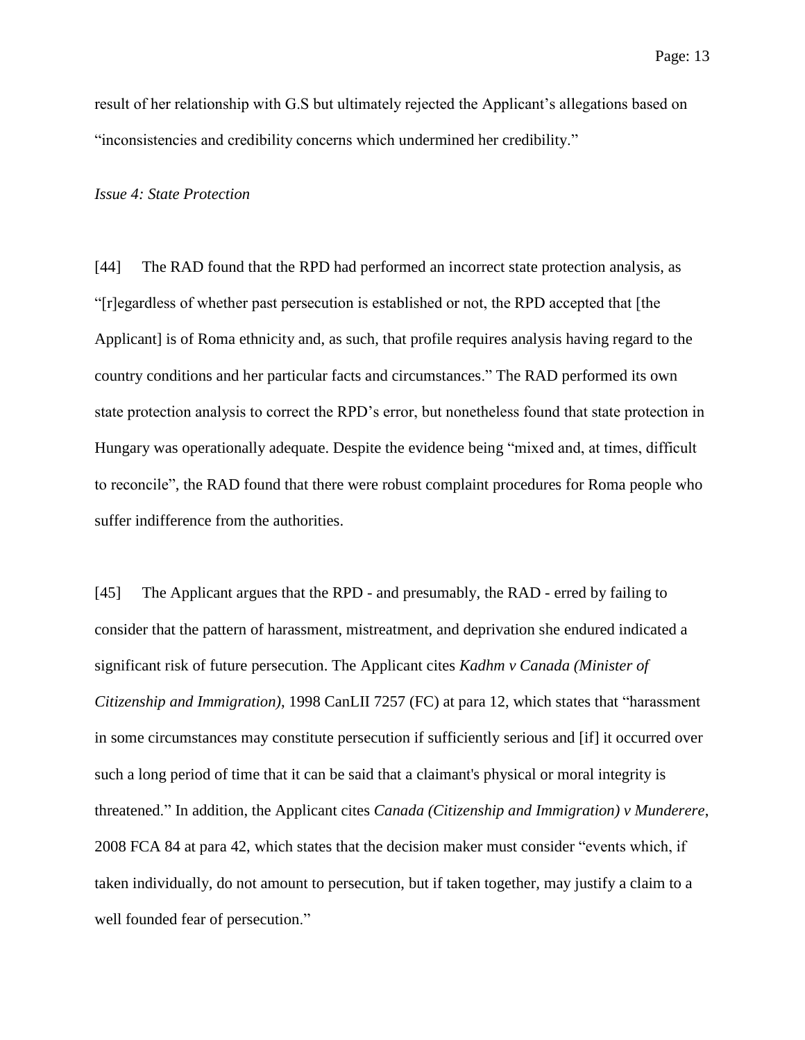result of her relationship with G.S but ultimately rejected the Applicant's allegations based on "inconsistencies and credibility concerns which undermined her credibility."

*Issue 4: State Protection*

[44] The RAD found that the RPD had performed an incorrect state protection analysis, as "[r]egardless of whether past persecution is established or not, the RPD accepted that [the Applicant] is of Roma ethnicity and, as such, that profile requires analysis having regard to the country conditions and her particular facts and circumstances." The RAD performed its own state protection analysis to correct the RPD's error, but nonetheless found that state protection in Hungary was operationally adequate. Despite the evidence being "mixed and, at times, difficult to reconcile", the RAD found that there were robust complaint procedures for Roma people who suffer indifference from the authorities.

[45] The Applicant argues that the RPD - and presumably, the RAD - erred by failing to consider that the pattern of harassment, mistreatment, and deprivation she endured indicated a significant risk of future persecution. The Applicant cites *Kadhm v Canada (Minister of Citizenship and Immigration)*, 1998 CanLII 7257 (FC) at para 12, which states that "harassment in some circumstances may constitute persecution if sufficiently serious and [if] it occurred over such a long period of time that it can be said that a claimant's physical or moral integrity is threatened." In addition, the Applicant cites *Canada (Citizenship and Immigration) v Munderere*, 2008 FCA 84 at para 42, which states that the decision maker must consider "events which, if taken individually, do not amount to persecution, but if taken together, may justify a claim to a well founded fear of persecution."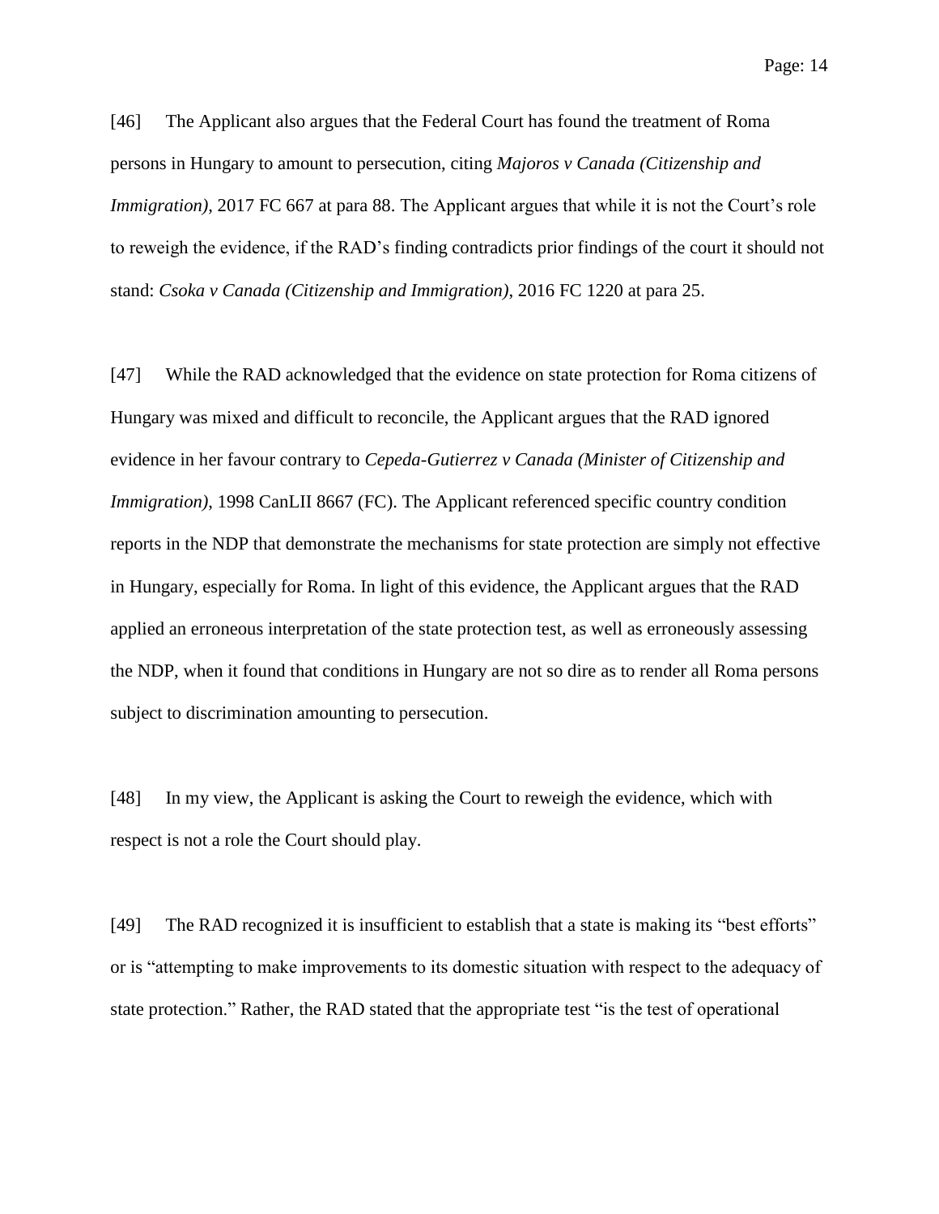[46] The Applicant also argues that the Federal Court has found the treatment of Roma persons in Hungary to amount to persecution, citing *Majoros v Canada (Citizenship and Immigration)*, 2017 FC 667 at para 88. The Applicant argues that while it is not the Court's role to reweigh the evidence, if the RAD's finding contradicts prior findings of the court it should not stand: *Csoka v Canada (Citizenship and Immigration)*, 2016 FC 1220 at para 25.

[47] While the RAD acknowledged that the evidence on state protection for Roma citizens of Hungary was mixed and difficult to reconcile, the Applicant argues that the RAD ignored evidence in her favour contrary to *Cepeda-Gutierrez v Canada (Minister of Citizenship and Immigration)*, 1998 CanLII 8667 (FC). The Applicant referenced specific country condition reports in the NDP that demonstrate the mechanisms for state protection are simply not effective in Hungary, especially for Roma. In light of this evidence, the Applicant argues that the RAD applied an erroneous interpretation of the state protection test, as well as erroneously assessing the NDP, when it found that conditions in Hungary are not so dire as to render all Roma persons subject to discrimination amounting to persecution.

[48] In my view, the Applicant is asking the Court to reweigh the evidence, which with respect is not a role the Court should play.

[49] The RAD recognized it is insufficient to establish that a state is making its "best efforts" or is "attempting to make improvements to its domestic situation with respect to the adequacy of state protection." Rather, the RAD stated that the appropriate test "is the test of operational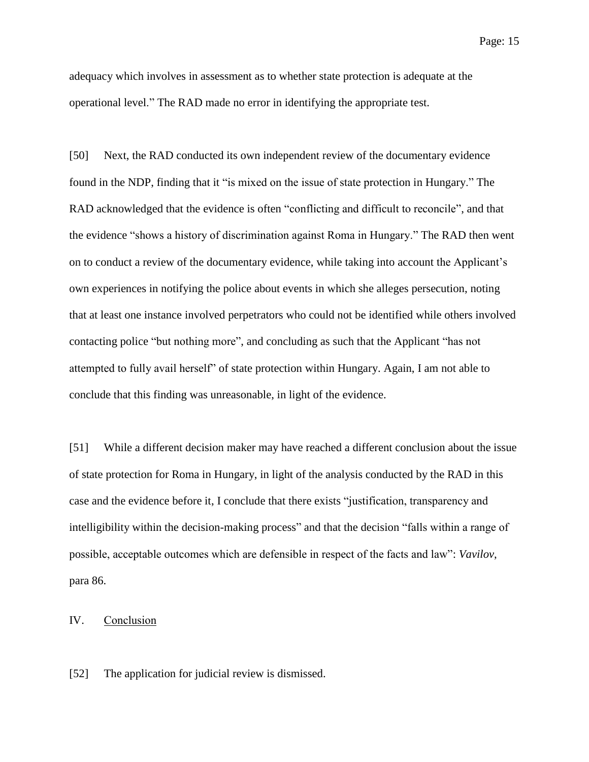adequacy which involves in assessment as to whether state protection is adequate at the operational level." The RAD made no error in identifying the appropriate test.

[50] Next, the RAD conducted its own independent review of the documentary evidence found in the NDP, finding that it "is mixed on the issue of state protection in Hungary." The RAD acknowledged that the evidence is often "conflicting and difficult to reconcile", and that the evidence "shows a history of discrimination against Roma in Hungary." The RAD then went on to conduct a review of the documentary evidence, while taking into account the Applicant's own experiences in notifying the police about events in which she alleges persecution, noting that at least one instance involved perpetrators who could not be identified while others involved contacting police "but nothing more", and concluding as such that the Applicant "has not attempted to fully avail herself" of state protection within Hungary. Again, I am not able to conclude that this finding was unreasonable, in light of the evidence.

[51] While a different decision maker may have reached a different conclusion about the issue of state protection for Roma in Hungary, in light of the analysis conducted by the RAD in this case and the evidence before it, I conclude that there exists "justification, transparency and intelligibility within the decision-making process" and that the decision "falls within a range of possible, acceptable outcomes which are defensible in respect of the facts and law": *Vavilov*, para 86.

## IV. Conclusion

[52] The application for judicial review is dismissed.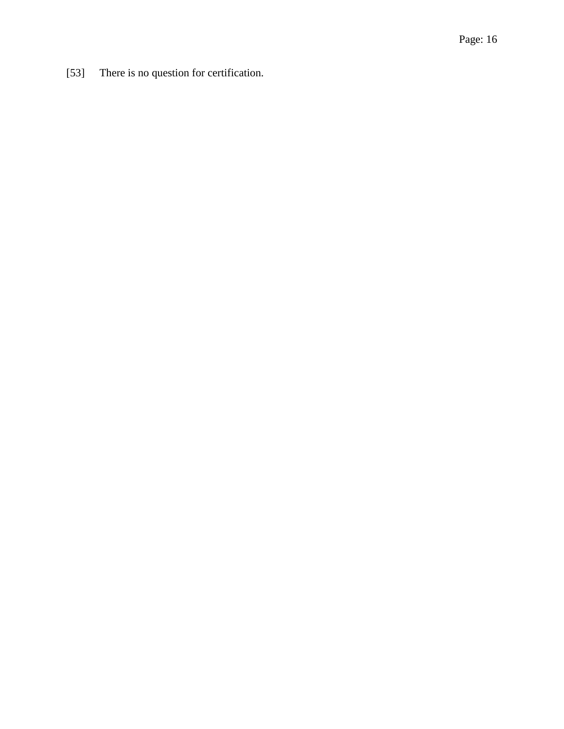[53] There is no question for certification.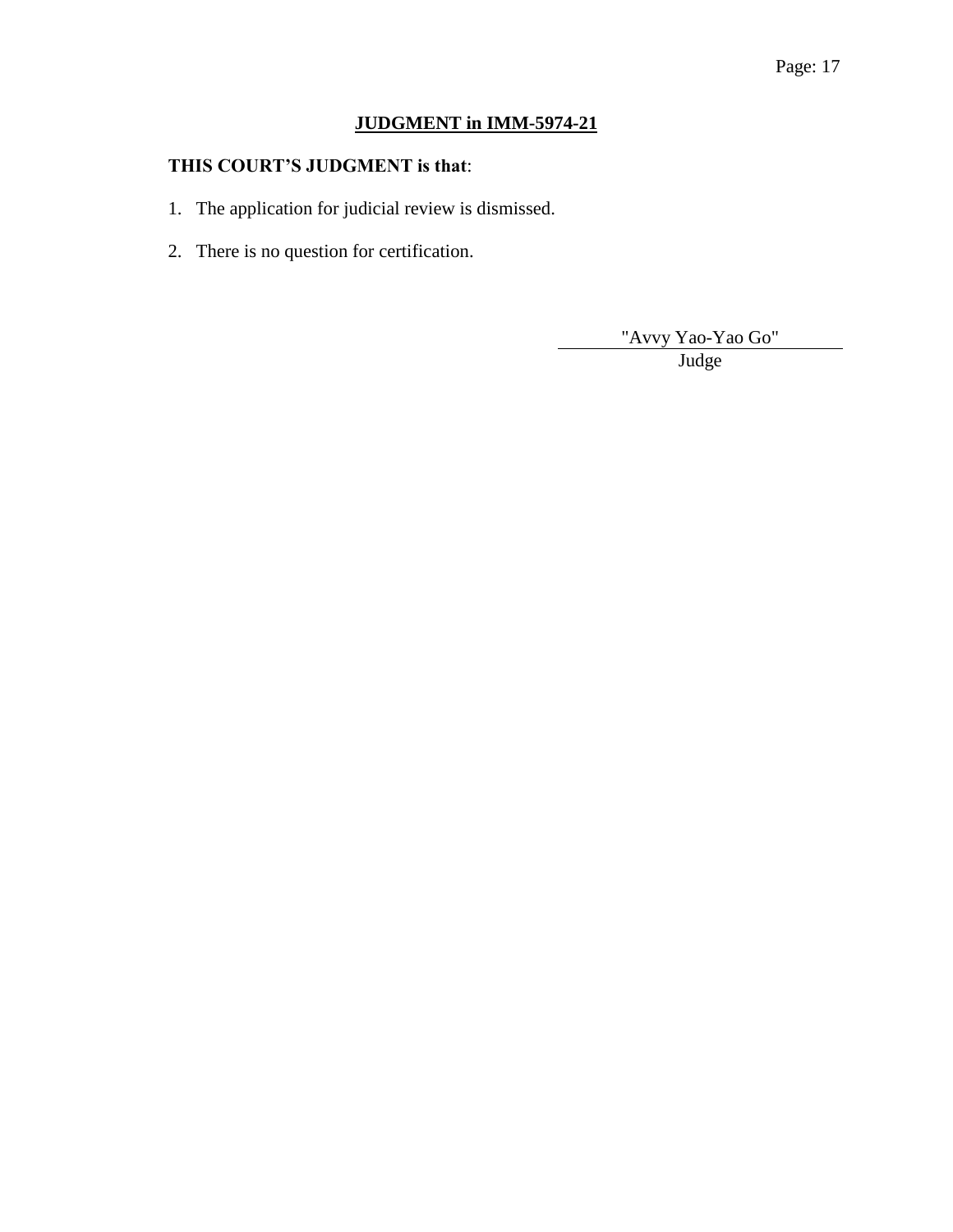## JUDGMENT in IMM-5974-21

**THIS COURT'S JUDGMENT is that**:

1. The application for judicial review is dismissed.
2. There is no question for certification.

"Avvy Yao-Yao Go"

Judge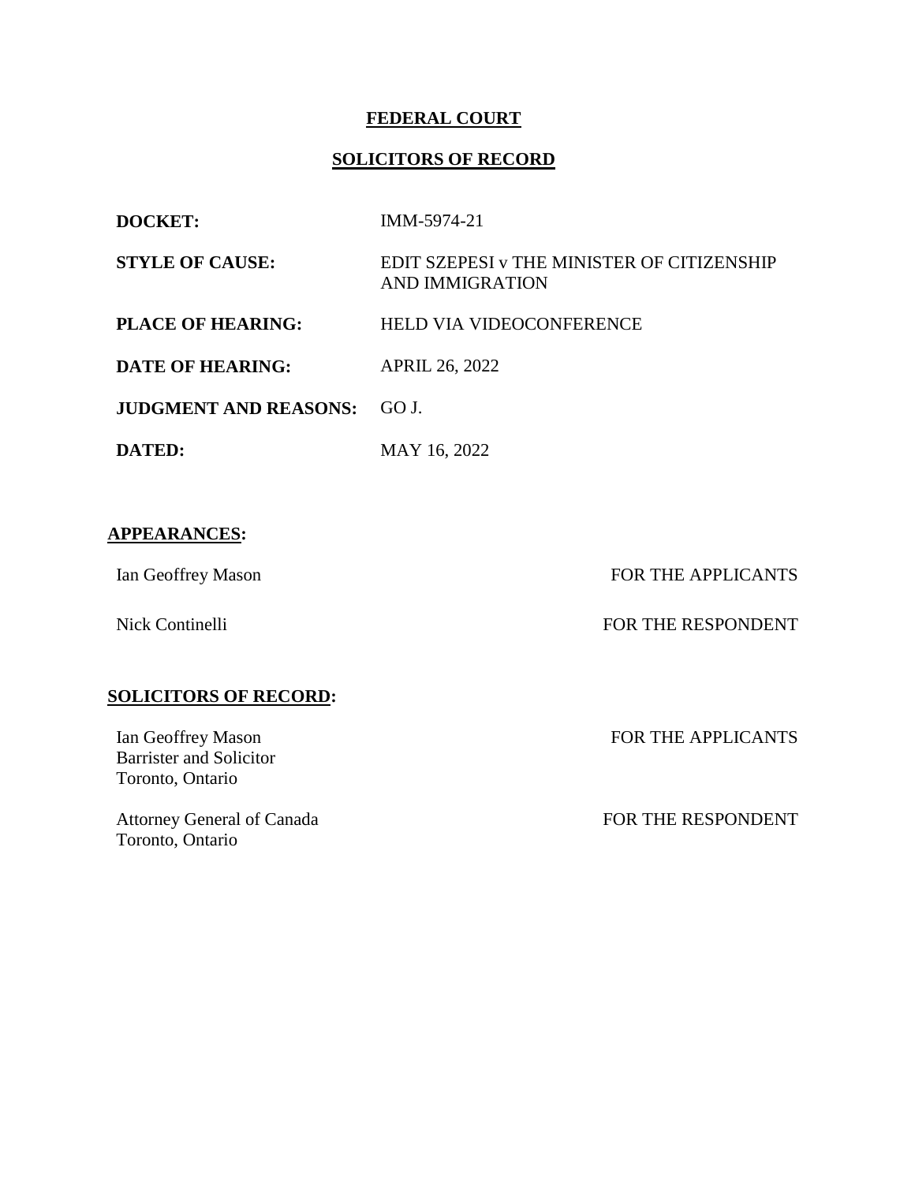**FEDERAL COURT**

**SOLICITORS OF RECORD**

| | |
|---|---|
| **DOCKET:** | IMM-5974-21 |
| **STYLE OF CAUSE:** | EDIT SZEPESI v THE MINISTER OF CITIZENSHIP AND IMMIGRATION |
| **PLACE OF HEARING:** | HELD VIA VIDEOCONFERENCE |
| **DATE OF HEARING:** | APRIL 26, 2022 |
| **JUDGMENT AND REASONS:** | GO J. |
| **DATED:** | MAY 16, 2022 |

**APPEARANCES:**

| | |
|---|---|
| Ian Geoffrey Mason | FOR THE APPLICANTS |
| Nick Continelli | FOR THE RESPONDENT |

**SOLICITORS OF RECORD:**

| | |
|---|---|
| Ian Geoffrey Mason<br>Barrister and Solicitor<br>Toronto, Ontario | FOR THE APPLICANTS |
| Attorney General of Canada<br>Toronto, Ontario | FOR THE RESPONDENT |